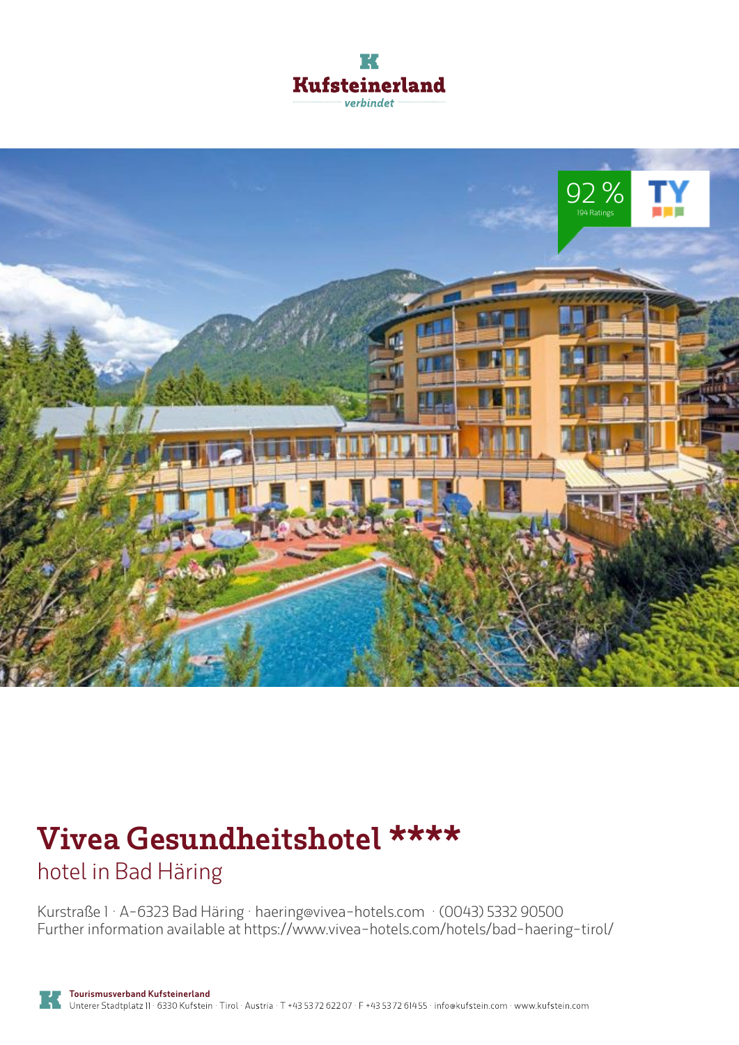# Vivea Gesundheitshotel ****

hotel in Bad Häring

Kurstraße 1 · A-6323 Bad Häring · haering@vivea-hotels.com · (0043) 5332 90500
Further information available at https://www.vivea-hotels.com/hotels/bad-haering-tirol/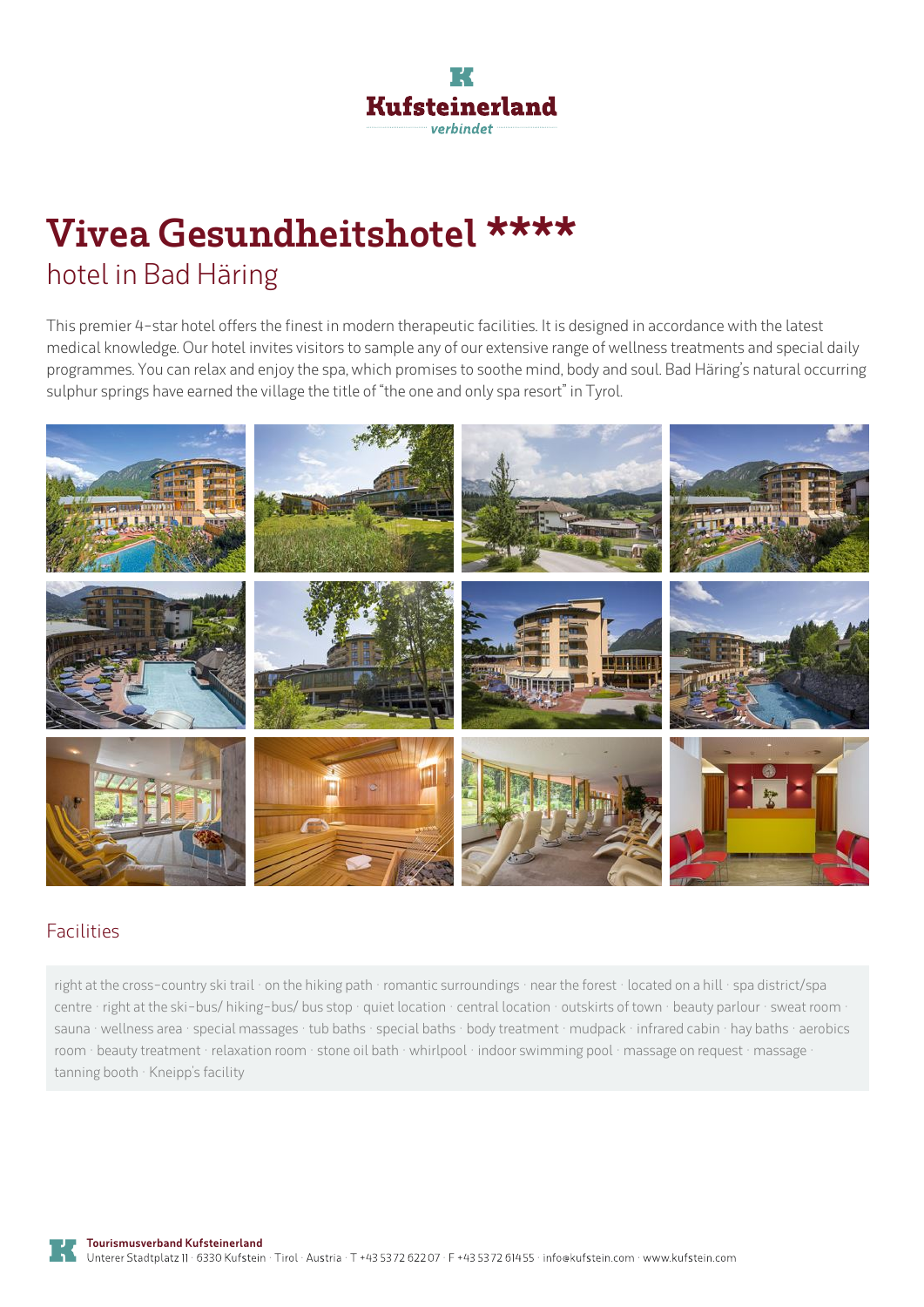# Vivea Gesundheitshotel ****

## hotel in Bad Häring

This premier 4-star hotel offers the finest in modern therapeutic facilities. It is designed in accordance with the latest medical knowledge. Our hotel invites visitors to sample any of our extensive range of wellness treatments and special daily programmes. You can relax and enjoy the spa, which promises to soothe mind, body and soul. Bad Häring's natural occurring sulphur springs have earned the village the title of "the one and only spa resort" in Tyrol.

### Facilities

right at the cross-country ski trail · on the hiking path · romantic surroundings · near the forest · located on a hill · spa district/spa centre · right at the ski-bus/ hiking-bus/ bus stop · quiet location · central location · outskirts of town · beauty parlour · sweat room · sauna · wellness area · special massages · tub baths · special baths · body treatment · mudpack · infrared cabin · hay baths · aerobics room · beauty treatment · relaxation room · stone oil bath · whirlpool · indoor swimming pool · massage on request · massage · tanning booth · Kneipp's facility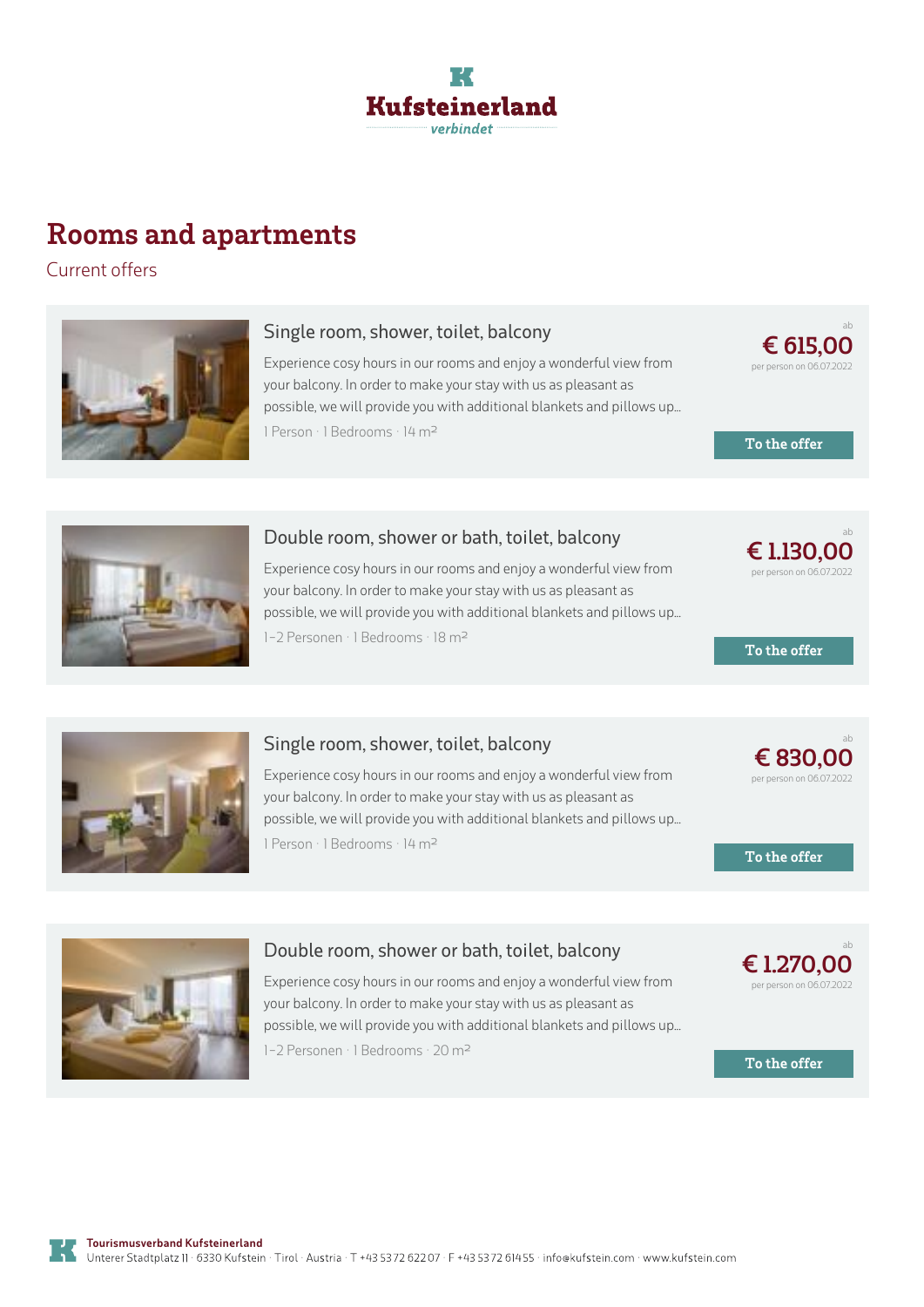# Rooms and apartments

Current offers

## Single room, shower, toilet, balcony

Experience cosy hours in our rooms and enjoy a wonderful view from your balcony. In order to make your stay with us as pleasant as possible, we will provide you with additional blankets and pillows up...

1 Person · 1 Bedrooms · 14 m²

ab **€ 615,00** per person on 06.07.2022

To the offer

## Double room, shower or bath, toilet, balcony

Experience cosy hours in our rooms and enjoy a wonderful view from your balcony. In order to make your stay with us as pleasant as possible, we will provide you with additional blankets and pillows up...

1-2 Personen · 1 Bedrooms · 18 m²

ab **€ 1.130,00** per person on 06.07.2022

To the offer

## Single room, shower, toilet, balcony

Experience cosy hours in our rooms and enjoy a wonderful view from your balcony. In order to make your stay with us as pleasant as possible, we will provide you with additional blankets and pillows up...

1 Person · 1 Bedrooms · 14 m²

ab **€ 830,00** per person on 06.07.2022

To the offer

## Double room, shower or bath, toilet, balcony

Experience cosy hours in our rooms and enjoy a wonderful view from your balcony. In order to make your stay with us as pleasant as possible, we will provide you with additional blankets and pillows up...

1-2 Personen · 1 Bedrooms · 20 m²

ab **€ 1.270,00** per person on 06.07.2022

To the offer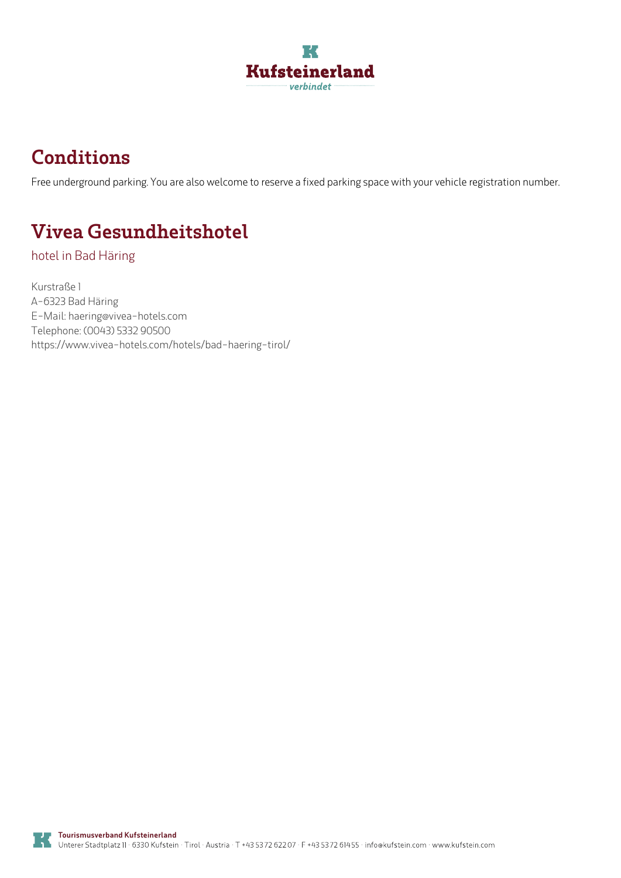## Conditions

Free underground parking. You are also welcome to reserve a fixed parking space with your vehicle registration number.

## Vivea Gesundheitshotel

hotel in Bad Häring

Kurstraße 1
A-6323 Bad Häring
E-Mail: haering@vivea-hotels.com
Telephone: (0043) 5332 90500
https://www.vivea-hotels.com/hotels/bad-haering-tirol/